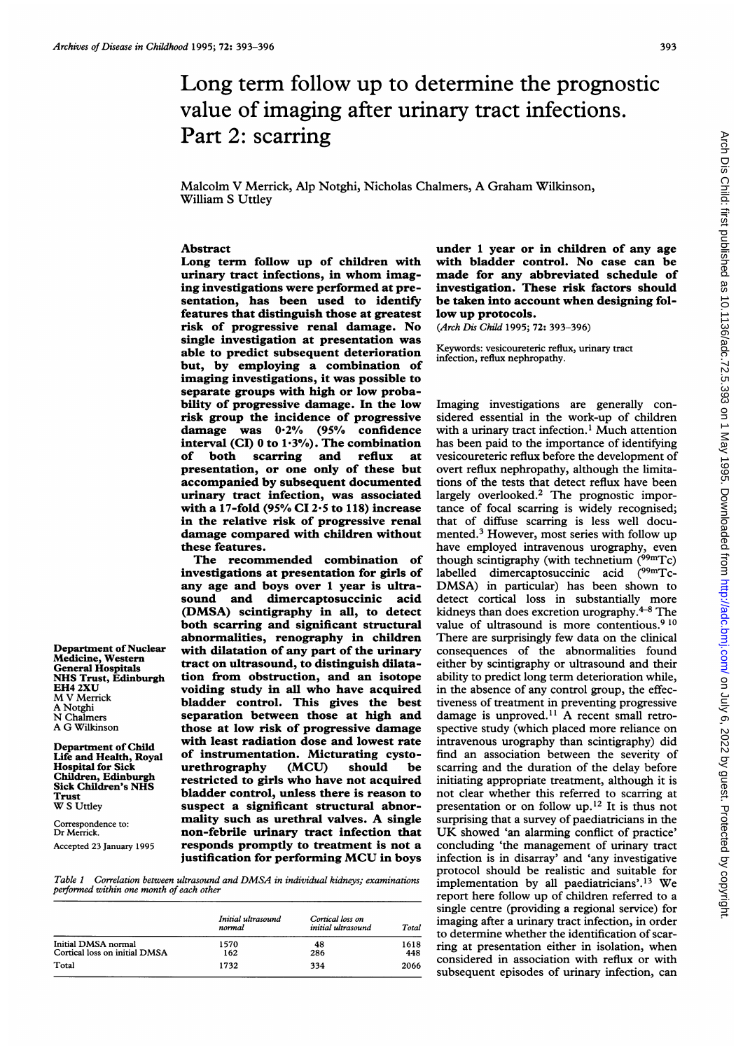# Long term follow up to determine the prognostic value of imaging after urinary tract infections. Part 2: scarring

Malcolm V Merrick, Alp Notghi, Nicholas Chalmers, A Graham Wilkinson, William S Uttley

Department of Nuclear Medicine, Western General Hospitals NHS Trust, Edinburgh EH4 2XU
M V Merrick
A Notghi
N Chalmers
A G Wilkinson

Department of Child Life and Health, Royal Hospital for Sick Children, Edinburgh Sick Children's NHS Trust
W S Uttley

Correspondence to: Dr Merrick.

Accepted 23 January 1995

## Abstract

**Long term follow up of children with urinary tract infections, in whom imaging investigations were performed at presentation, has been used to identify features that distinguish those at greatest risk of progressive renal damage. No single investigation at presentation was able to predict subsequent deterioration but, by employing a combination of imaging investigations, it was possible to separate groups with high or low probability of progressive damage. In the low risk group the incidence of progressive damage was 0·2% (95% confidence interval (CI) 0 to 1·3%). The combination of both scarring and reflux at presentation, or one only of these but accompanied by subsequent documented urinary tract infection, was associated with a 17-fold (95% CI 2·5 to 118) increase in the relative risk of progressive renal damage compared with children without these features.**

**The recommended combination of investigations at presentation for girls of any age and boys over 1 year is ultrasound and dimercaptosuccinic acid (DMSA) scintigraphy in all, to detect both scarring and significant structural abnormalities, renography in children with dilatation of any part of the urinary tract on ultrasound, to distinguish dilatation from obstruction, and an isotope voiding study in all who have acquired bladder control. This gives the best separation between those at high and those at low risk of progressive damage with least radiation dose and lowest rate of instrumentation. Micturating cystourethrography (MCU) should be restricted to girls who have not acquired bladder control, unless there is reason to suspect a significant structural abnormality such as urethral valves. A single non-febrile urinary tract infection that responds promptly to treatment is not a justification for performing MCU in boys under 1 year or in children of any age with bladder control. No case can be made for any abbreviated schedule of investigation. These risk factors should be taken into account when designing follow up protocols.**

(*Arch Dis Child* 1995; 72: 393–396)

Keywords: vesicoureteric reflux, urinary tract infection, reflux nephropathy.

Imaging investigations are generally considered essential in the work-up of children with a urinary tract infection.[1] Much attention has been paid to the importance of identifying vesicoureteric reflux before the development of overt reflux nephropathy, although the limitations of the tests that detect reflux have been largely overlooked.[2] The prognostic importance of focal scarring is widely recognised; that of diffuse scarring is less well documented.[3] However, most series with follow up have employed intravenous urography, even though scintigraphy (with technetium ($^{99m}$Tc) labelled dimercaptosuccinic acid ($^{99m}$Tc-DMSA) in particular) has been shown to detect cortical loss in substantially more kidneys than does excretion urography.[4–8] The value of ultrasound is more contentious.[9 10] There are surprisingly few data on the clinical consequences of the abnormalities found either by scintigraphy or ultrasound and their ability to predict long term deterioration while, in the absence of any control group, the effectiveness of treatment in preventing progressive damage is unproved.[11] A recent small retrospective study (which placed more reliance on intravenous urography than scintigraphy) did find an association between the severity of scarring and the duration of the delay before initiating appropriate treatment, although it is not clear whether this referred to scarring at presentation or on follow up.[12] It is thus not surprising that a survey of paediatricians in the UK showed 'an alarming conflict of practice' concluding 'the management of urinary tract infection is in disarray' and 'any investigative protocol should be realistic and suitable for implementation by all paediatricians'.[13] We report here follow up of children referred to a single centre (providing a regional service) for imaging after a urinary tract infection, in order to determine whether the identification of scarring at presentation either in isolation, when considered in association with reflux or with subsequent episodes of urinary infection, can

*Table 1 Correlation between ultrasound and DMSA in individual kidneys; examinations performed within one month of each other*

| | Initial ultrasound normal | Cortical loss on initial ultrasound | Total |
|---|---|---|---|
| Initial DMSA normal | 1570 | 48 | 1618 |
| Cortical loss on initial DMSA | 162 | 286 | 448 |
| Total | 1732 | 334 | 2066 |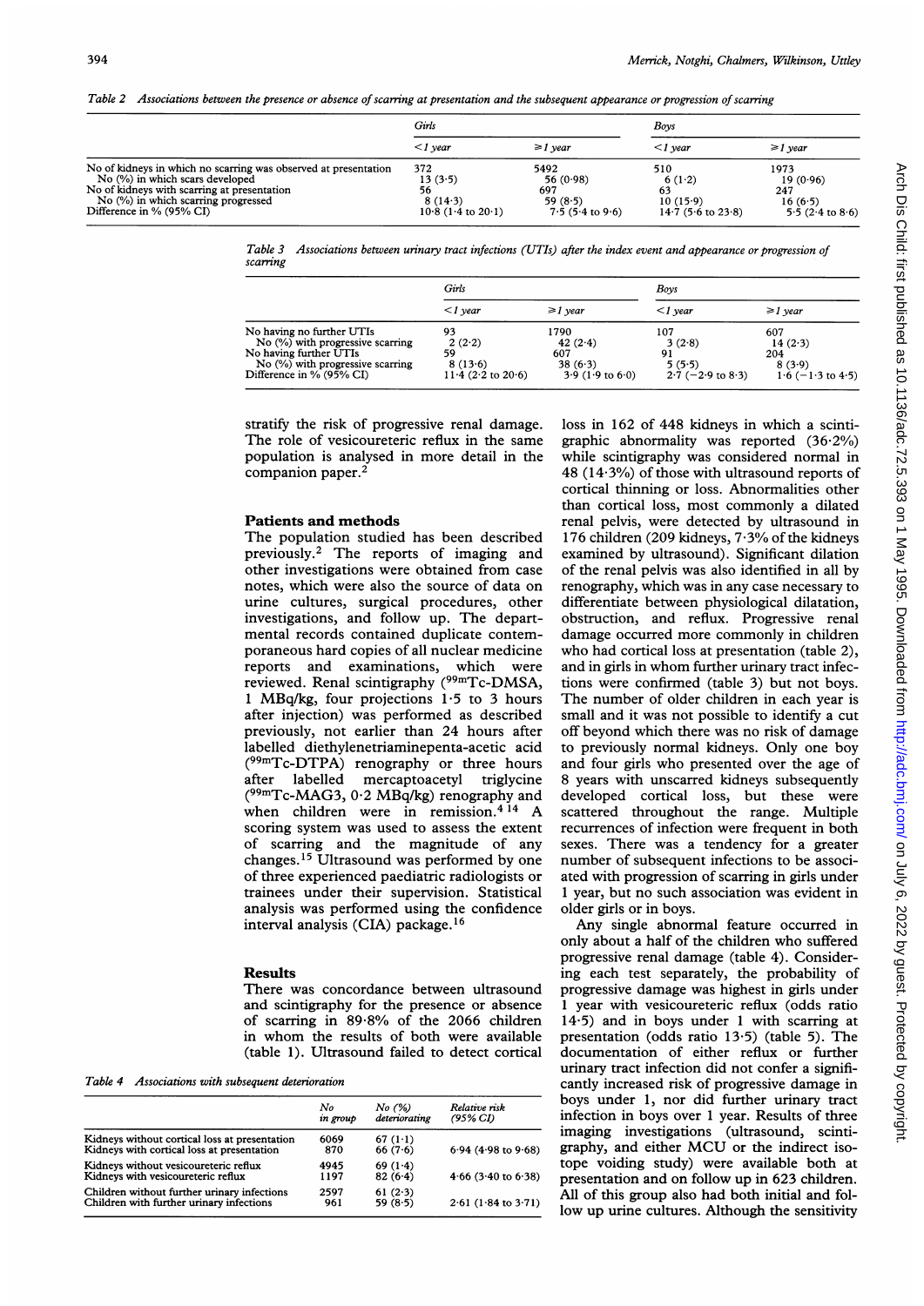Table 2 *Associations between the presence or absence of scarring at presentation and the subsequent appearance or progression of scarring*

| | Girls | | Boys | |
|---|---|---|---|---|
| | *<1 year* | *≥1 year* | *<1 year* | *≥1 year* |
| No of kidneys in which no scarring was observed at presentation | 372 | 5492 | 510 | 1973 |
| No (%) in which scars developed | 13 (3·5) | 56 (0·98) | 6 (1·2) | 19 (0·96) |
| No of kidneys with scarring at presentation | 56 | 697 | 63 | 247 |
| No (%) in which scarring progressed | 8 (14·3) | 59 (8·5) | 10 (15·9) | 16 (6·5) |
| Difference in % (95% CI) | 10·8 (1·4 to 20·1) | 7·5 (5·4 to 9·6) | 14·7 (5·6 to 23·8) | 5·5 (2·4 to 8·6) |

Table 3 *Associations between urinary tract infections (UTIs) after the index event and appearance or progression of scarring*

| | Girls | | Boys | |
|---|---|---|---|---|
| | *<1 year* | *≥1 year* | *<1 year* | *≥1 year* |
| No having no further UTIs | 93 | 1790 | 107 | 607 |
| No (%) with progressive scarring | 2 (2·2) | 42 (2·4) | 3 (2·8) | 14 (2·3) |
| No having further UTIs | 59 | 607 | 91 | 204 |
| No (%) with progressive scarring | 8 (13·6) | 38 (6·3) | 5 (5·5) | 8 (3·9) |
| Difference in % (95% CI) | 11·4 (2·2 to 20·6) | 3·9 (1·9 to 6·0) | 2·7 (−2·9 to 8·3) | 1·6 (−1·3 to 4·5) |

stratify the risk of progressive renal damage. The role of vesicoureteric reflux in the same population is analysed in more detail in the companion paper.[2]

## Patients and methods

The population studied has been described previously.[2] The reports of imaging and other investigations were obtained from case notes, which were also the source of data on urine cultures, surgical procedures, other investigations, and follow up. The departmental records contained duplicate contemporaneous hard copies of all nuclear medicine reports and examinations, which were reviewed. Renal scintigraphy ($^{99m}$Tc-DMSA, 1 MBq/kg, four projections 1·5 to 3 hours after injection) was performed as described previously, not earlier than 24 hours after labelled diethylenetriaminepenta-acetic acid ($^{99m}$Tc-DTPA) renography or three hours after labelled mercaptoacetyl triglycine ($^{99m}$Tc-MAG3, 0·2 MBq/kg) renography and when children were in remission.[4 14] A scoring system was used to assess the extent of scarring and the magnitude of any changes.[15] Ultrasound was performed by one of three experienced paediatric radiologists or trainees under their supervision. Statistical analysis was performed using the confidence interval analysis (CIA) package.[16]

## Results

There was concordance between ultrasound and scintigraphy for the presence or absence of scarring in 89·8% of the 2066 children in whom the results of both were available (table 1). Ultrasound failed to detect cortical loss in 162 of 448 kidneys in which a scintigraphic abnormality was reported (36·2%) while scintigraphy was considered normal in 48 (14·3%) of those with ultrasound reports of cortical thinning or loss. Abnormalities other than cortical loss, most commonly a dilated renal pelvis, were detected by ultrasound in 176 children (209 kidneys, 7·3% of the kidneys examined by ultrasound). Significant dilation of the renal pelvis was also identified in all by renography, which was in any case necessary to differentiate between physiological dilatation, obstruction, and reflux. Progressive renal damage occurred more commonly in children who had cortical loss at presentation (table 2), and in girls in whom further urinary tract infections were confirmed (table 3) but not boys. The number of older children in each year is small and it was not possible to identify a cut off beyond which there was no risk of damage to previously normal kidneys. Only one boy and four girls who presented over the age of 8 years with unscarred kidneys subsequently developed cortical loss, but these were scattered throughout the range. Multiple recurrences of infection were frequent in both sexes. There was a tendency for a greater number of subsequent infections to be associated with progression of scarring in girls under 1 year, but no such association was evident in older girls or in boys.

Any single abnormal feature occurred in only about a half of the children who suffered progressive renal damage (table 4). Considering each test separately, the probability of progressive damage was highest in girls under 1 year with vesicoureteric reflux (odds ratio 14·5) and in boys under 1 with scarring at presentation (odds ratio 13·5) (table 5). The documentation of either reflux or further urinary tract infection did not confer a significantly increased risk of progressive damage in boys under 1, nor did further urinary tract infection in boys over 1 year. Results of three imaging investigations (ultrasound, scintigraphy, and either MCU or the indirect isotope voiding study) were available both at presentation and on follow up in 623 children. All of this group also had both initial and follow up urine cultures. Although the sensitivity

Table 4 *Associations with subsequent deterioration*

| | No in group | No (%) deteriorating | Relative risk (95% CI) |
|---|---|---|---|
| Kidneys without cortical loss at presentation | 6069 | 67 (1·1) | |
| Kidneys with cortical loss at presentation | 870 | 66 (7·6) | 6·94 (4·98 to 9·68) |
| Kidneys without vesicoureteric reflux | 4945 | 69 (1·4) | |
| Kidneys with vesicoureteric reflux | 1197 | 82 (6·4) | 4·66 (3·40 to 6·38) |
| Children without further urinary infections | 2597 | 61 (2·3) | |
| Children with further urinary infections | 961 | 59 (8·5) | 2·61 (1·84 to 3·71) |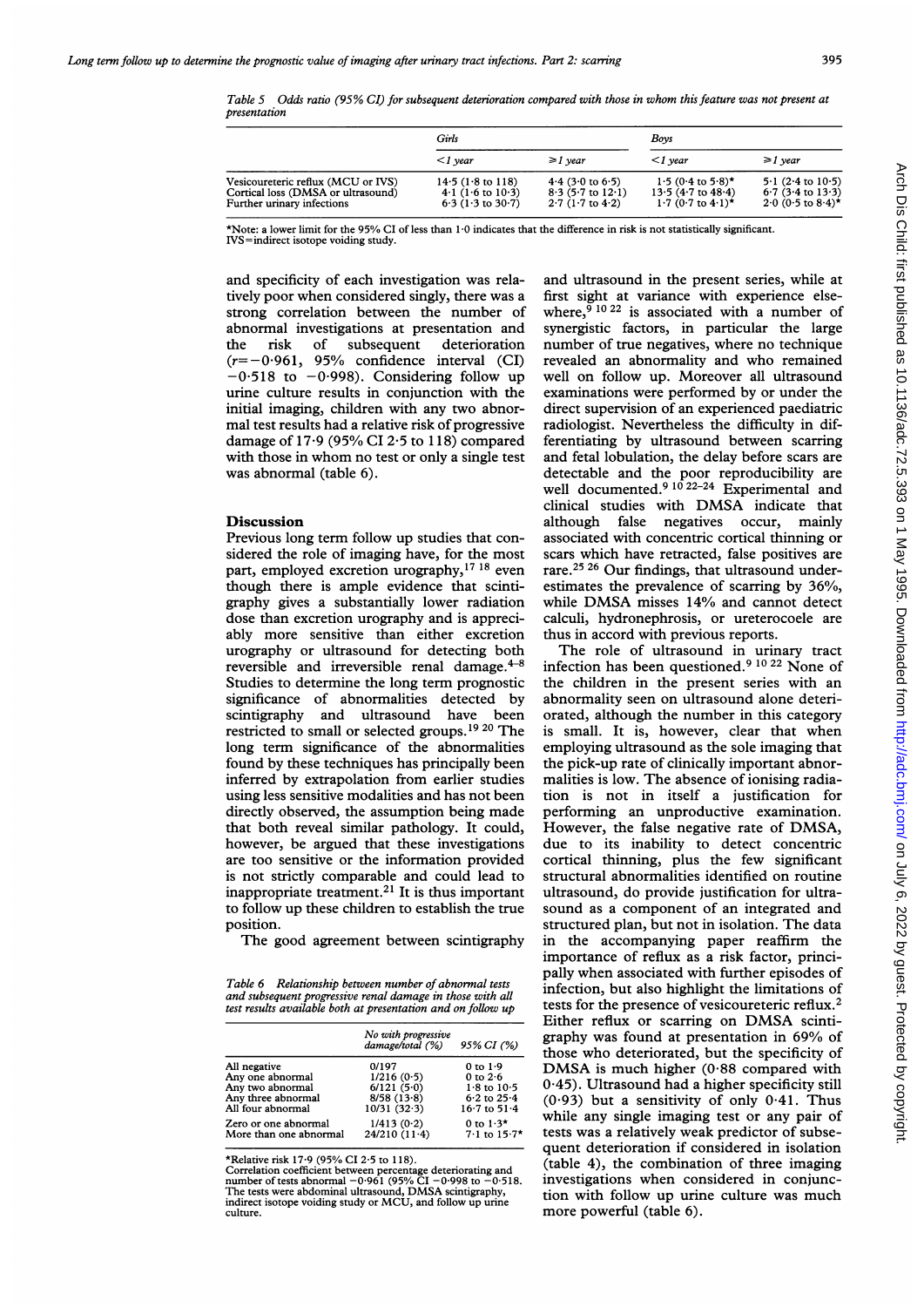Table 5 *Odds ratio (95% CI) for subsequent deterioration compared with those in whom this feature was not present at presentation*

| | Girls | | Boys | |
|---|---|---|---|---|
| | <1 year | ≥1 year | <1 year | ≥1 year |
| Vesicoureteric reflux (MCU or IVS) | 14·5 (1·8 to 118) | 4·4 (3·0 to 6·5) | 1·5 (0·4 to 5·8)* | 5·1 (2·4 to 10·5) |
| Cortical loss (DMSA or ultrasound) | 4·1 (1·6 to 10·3) | 8·3 (5·7 to 12·1) | 13·5 (4·7 to 48·4) | 6·7 (3·4 to 13·3) |
| Further urinary infections | 6·3 (1·3 to 30·7) | 2·7 (1·7 to 4·2) | 1·7 (0·7 to 4·1)* | 2·0 (0·5 to 8·4)* |

*Note: a lower limit for the 95% CI of less than 1·0 indicates that the difference in risk is not statistically significant.
IVS=indirect isotope voiding study.

and specificity of each investigation was relatively poor when considered singly, there was a strong correlation between the number of abnormal investigations at presentation and the risk of subsequent deterioration ($r=-0·961$, 95% confidence interval (CI) $-0·518$ to $-0·998$). Considering follow up urine culture results in conjunction with the initial imaging, children with any two abnormal test results had a relative risk of progressive damage of 17·9 (95% CI 2·5 to 118) compared with those in whom no test or only a single test was abnormal (table 6).

## Discussion

Previous long term follow up studies that considered the role of imaging have, for the most part, employed excretion urography,[17 18] even though there is ample evidence that scintigraphy gives a substantially lower radiation dose than excretion urography and is appreciably more sensitive than either excretion urography or ultrasound for detecting both reversible and irreversible renal damage.[4-8] Studies to determine the long term prognostic significance of abnormalities detected by scintigraphy and ultrasound have been restricted to small or selected groups.[19 20] The long term significance of the abnormalities found by these techniques has principally been inferred by extrapolation from earlier studies using less sensitive modalities and has not been directly observed, the assumption being made that both reveal similar pathology. It could, however, be argued that these investigations are too sensitive or the information provided is not strictly comparable and could lead to inappropriate treatment.[21] It is thus important to follow up these children to establish the true position.

The good agreement between scintigraphy and ultrasound in the present series, while at first sight at variance with experience elsewhere,[9 10 22] is associated with a number of synergistic factors, in particular the large number of true negatives, where no technique revealed an abnormality and who remained well on follow up. Moreover all ultrasound examinations were performed by or under the direct supervision of an experienced paediatric radiologist. Nevertheless the difficulty in differentiating by ultrasound between scarring and fetal lobulation, the delay before scars are detectable and the poor reproducibility are well documented.[9 10 22-24] Experimental and clinical studies with DMSA indicate that although false negatives occur, mainly associated with concentric cortical thinning or scars which have retracted, false positives are rare.[25 26] Our findings, that ultrasound underestimates the prevalence of scarring by 36%, while DMSA misses 14% and cannot detect calculi, hydronephrosis, or ureterocoele are thus in accord with previous reports.

Table 6 *Relationship between number of abnormal tests and subsequent progressive renal damage in those with all test results available both at presentation and on follow up*

| | No with progressive damage/total (%) | 95% CI (%) |
|---|---|---|
| All negative | 0/197 | 0 to 1·9 |
| Any one abnormal | 1/216 (0·5) | 0 to 2·6 |
| Any two abnormal | 6/121 (5·0) | 1·8 to 10·5 |
| Any three abnormal | 8/58 (13·8) | 6·2 to 25·4 |
| All four abnormal | 10/31 (32·3) | 16·7 to 51·4 |
| Zero or one abnormal | 1/413 (0·2) | 0 to 1·3* |
| More than one abnormal | 24/210 (11·4) | 7·1 to 15·7* |

*Relative risk 17·9 (95% CI 2·5 to 118).
Correlation coefficient between percentage deteriorating and number of tests abnormal $-0·961$ (95% CI $-0·998$ to $-0·518$. The tests were abdominal ultrasound, DMSA scintigraphy, indirect isotope voiding study or MCU, and follow up urine culture.

The role of ultrasound in urinary tract infection has been questioned.[9 10 22] None of the children in the present series with an abnormality seen on ultrasound alone deteriorated, although the number in this category is small. It is, however, clear that when employing ultrasound as the sole imaging that the pick-up rate of clinically important abnormalities is low. The absence of ionising radiation is not in itself a justification for performing an unproductive examination. However, the false negative rate of DMSA, due to its inability to detect concentric cortical thinning, plus the few significant structural abnormalities identified on routine ultrasound, do provide justification for ultrasound as a component of an integrated and structured plan, but not in isolation. The data in the accompanying paper reaffirm the importance of reflux as a risk factor, principally when associated with further episodes of infection, but also highlight the limitations of tests for the presence of vesicoureteric reflux.[2] Either reflux or scarring on DMSA scintigraphy was found at presentation in 69% of those who deteriorated, but the specificity of DMSA is much higher (0·88 compared with 0·45). Ultrasound had a higher specificity still (0·93) but a sensitivity of only 0·41. Thus while any single imaging test or any pair of tests was a relatively weak predictor of subsequent deterioration if considered in isolation (table 4), the combination of three imaging investigations when considered in conjunction with follow up urine culture was much more powerful (table 6).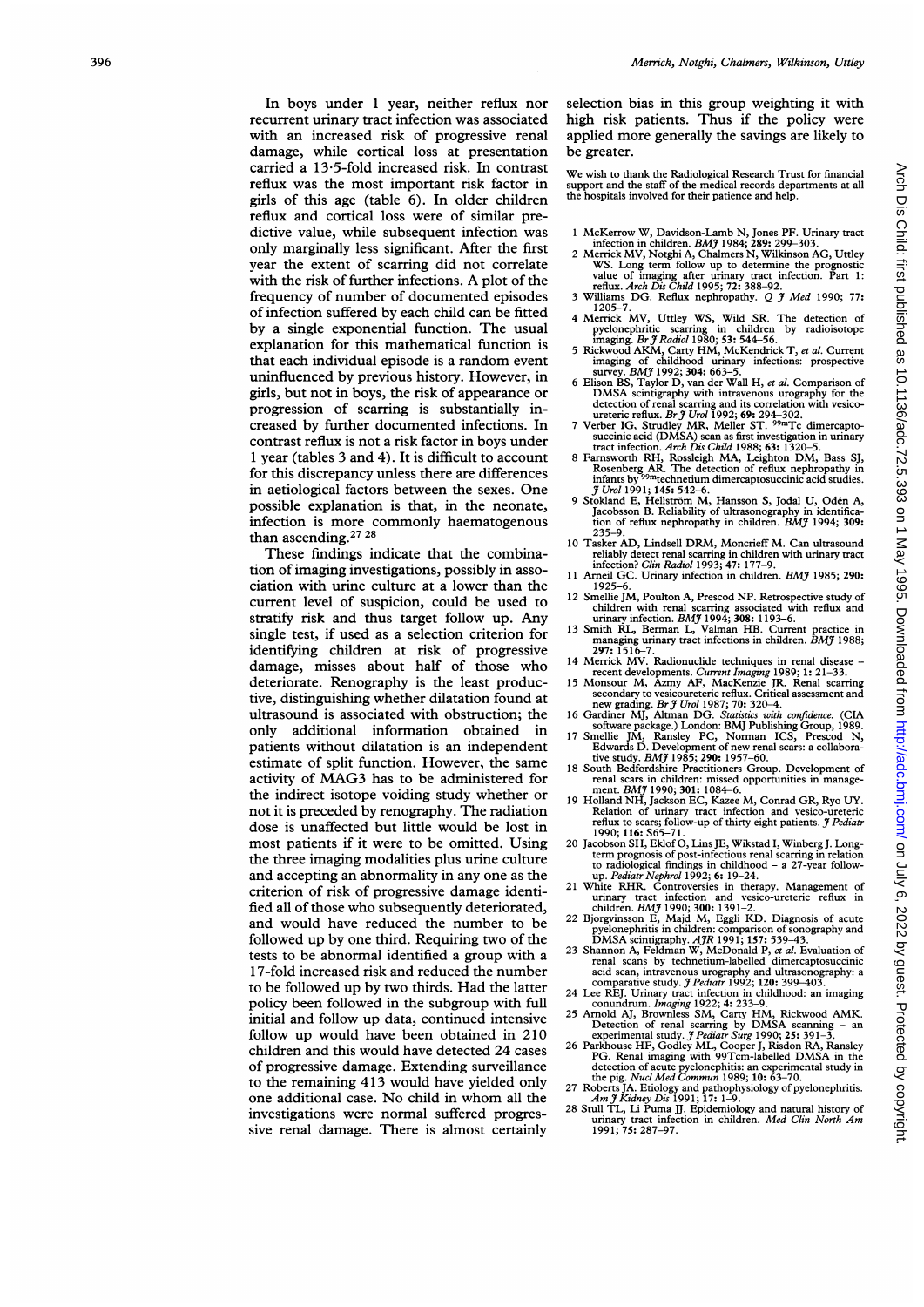In boys under 1 year, neither reflux nor recurrent urinary tract infection was associated with an increased risk of progressive renal damage, while cortical loss at presentation carried a 13·5-fold increased risk. In contrast reflux was the most important risk factor in girls of this age (table 6). In older children reflux and cortical loss were of similar predictive value, while subsequent infection was only marginally less significant. After the first year the extent of scarring did not correlate with the risk of further infections. A plot of the frequency of number of documented episodes of infection suffered by each child can be fitted by a single exponential function. The usual explanation for this mathematical function is that each individual episode is a random event uninfluenced by previous history. However, in girls, but not in boys, the risk of appearance or progression of scarring is substantially increased by further documented infections. In contrast reflux is not a risk factor in boys under 1 year (tables 3 and 4). It is difficult to account for this discrepancy unless there are differences in aetiological factors between the sexes. One possible explanation is that, in the neonate, infection is more commonly haematogenous than ascending.[27 28]

These findings indicate that the combination of imaging investigations, possibly in association with urine culture at a lower than the current level of suspicion, could be used to stratify risk and thus target follow up. Any single test, if used as a selection criterion for identifying children at risk of progressive damage, misses about half of those who deteriorate. Renography is the least productive, distinguishing whether dilatation found at ultrasound is associated with obstruction; the only additional information obtained in patients without dilatation is an independent estimate of split function. However, the same activity of MAG3 has to be administered for the indirect isotope voiding study whether or not it is preceded by renography. The radiation dose is unaffected but little would be lost in most patients if it were to be omitted. Using the three imaging modalities plus urine culture and accepting an abnormality in any one as the criterion of risk of progressive damage identified all of those who subsequently deteriorated, and would have reduced the number to be followed up by one third. Requiring two of the tests to be abnormal identified a group with a 17-fold increased risk and reduced the number to be followed up by two thirds. Had the latter policy been followed in the subgroup with full initial and follow up data, continued intensive follow up would have been obtained in 210 children and this would have detected 24 cases of progressive damage. Extending surveillance to the remaining 413 would have yielded only one additional case. No child in whom all the investigations were normal suffered progressive renal damage. There is almost certainly selection bias in this group weighting it with high risk patients. Thus if the policy were applied more generally the savings are likely to be greater.

We wish to thank the Radiological Research Trust for financial support and the staff of the medical records departments at all the hospitals involved for their patience and help.

1 McKerrow W, Davidson-Lamb N, Jones PF. Urinary tract infection in children. *BMJ* 1984; **289:** 299–303.
2 Merrick MV, Notghi A, Chalmers N, Wilkinson AG, Uttley WS. Long term follow up to determine the prognostic value of imaging after urinary tract infection. Part 1: reflux. *Arch Dis Child* 1995; **72:** 388–92.
3 Williams DG. Reflux nephropathy. *Q J Med* 1990; **77:** 1205–7.
4 Merrick MV, Uttley WS, Wild SR. The detection of pyelonephritic scarring in children by radioisotope imaging. *Br J Radiol* 1980; **53:** 544–56.
5 Rickwood AKM, Carty HM, McKendrick T, *et al.* Current imaging of childhood urinary infections: prospective survey. *BMJ* 1992; **304:** 663–5.
6 Elison BS, Taylor D, van der Wall H, *et al.* Comparison of DMSA scintigraphy with intravenous urography for the detection of renal scarring and its correlation with vesicoureteric reflux. *Br J Urol* 1992; **69:** 294–302.
7 Verber IG, Strudley MR, Meller ST. $^{99m}$Tc dimercaptosuccinic acid (DMSA) scan as first investigation in urinary tract infection. *Arch Dis Child* 1988; **63:** 1320–5.
8 Farnsworth RH, Rossleigh MA, Leighton DM, Bass SJ, Rosenberg AR. The detection of reflux nephropathy in infants by $^{99m}$technetium dimercaptosuccinic acid studies. *J Urol* 1991; **145:** 542–6.
9 Stokland E, Hellström M, Hansson S, Jodal U, Odén A, Jacobsson B. Reliability of ultrasonography in identification of reflux nephropathy in children. *BMJ* 1994; **309:** 235–9.
10 Tasker AD, Lindsell DRM, Moncrieff M. Can ultrasound reliably detect renal scarring in children with urinary tract infection? *Clin Radiol* 1993; **47:** 177–9.
11 Arneil GC. Urinary infection in children. *BMJ* 1985; **290:** 1925–6.
12 Smellie JM, Poulton A, Prescod NP. Retrospective study of children with renal scarring associated with reflux and urinary infection. *BMJ* 1994; **308:** 1193–6.
13 Smith RL, Berman L, Valman HB. Current practice in managing urinary tract infections in children. *BMJ* 1988; **297:** 1516–7.
14 Merrick MV. Radionuclide techniques in renal disease – recent developments. *Current Imaging* 1989; **1:** 21–33.
15 Monsour M, Azmy AF, MacKenzie JR. Renal scarring secondary to vesicoureteric reflux. Critical assessment and new grading. *Br J Urol* 1987; **70:** 320–4.
16 Gardiner MJ, Altman DG. *Statistics with confidence.* (CIA software package.) London: BMJ Publishing Group, 1989.
17 Smellie JM, Ransley PC, Norman ICS, Prescod N, Edwards D. Development of new renal scars: a collaborative study. *BMJ* 1985; **290:** 1957–60.
18 South Bedfordshire Practitioners Group. Development of renal scars in children: missed opportunities in management. *BMJ* 1990; **301:** 1084–6.
19 Holland NH, Jackson EC, Kazee M, Conrad GR, Ryo UY. Relation of urinary tract infection and vesico-ureteric reflux to scars; follow-up of thirty eight patients. *J Pediatr* 1990; **116:** S65–71.
20 Jacobson SH, Eklof O, Lins JE, Wikstad I, Winberg J. Long-term prognosis of post-infectious renal scarring in relation to radiological findings in childhood – a 27-year follow-up. *Pediatr Nephrol* 1992; **6:** 19–24.
21 White RHR. Controversies in therapy. Management of urinary tract infection and vesico-ureteric reflux in children. *BMJ* 1990; **300:** 1391–2.
22 Bjorgvinsson E, Majd M, Eggli KD. Diagnosis of acute pyelonephritis in children: comparison of sonography and DMSA scintigraphy. *AJR* 1991; **157:** 539–43.
23 Shannon A, Feldman W, McDonald P, *et al.* Evaluation of renal scans by technetium-labelled dimercaptosuccinic acid scan, intravenous urography and ultrasonography: a comparative study. *J Pediatr* 1992; **120:** 399–403.
24 Lee REJ. Urinary tract infection in childhood: an imaging conundrum. *Imaging* 1922; **4:** 233–9.
25 Arnold AJ, Brownless SM, Carty HM, Rickwood AMK. Detection of renal scarring by DMSA scanning – an experimental study. *J Pediatr Surg* 1990; **25:** 391–3.
26 Parkhouse HF, Godley ML, Cooper J, Risdon RA, Ransley PG. Renal imaging with 99Tcm-labelled DMSA in the detection of acute pyelonephitis: an experimental study in the pig. *Nucl Med Commun* 1989; **10:** 63–70.
27 Roberts JA. Etiology and pathophysiology of pyelonephritis. *Am J Kidney Dis* 1991; **17:** 1–9.
28 Stull TL, Li Puma JJ. Epidemiology and natural history of urinary tract infection in children. *Med Clin North Am* 1991; **75:** 287–97.